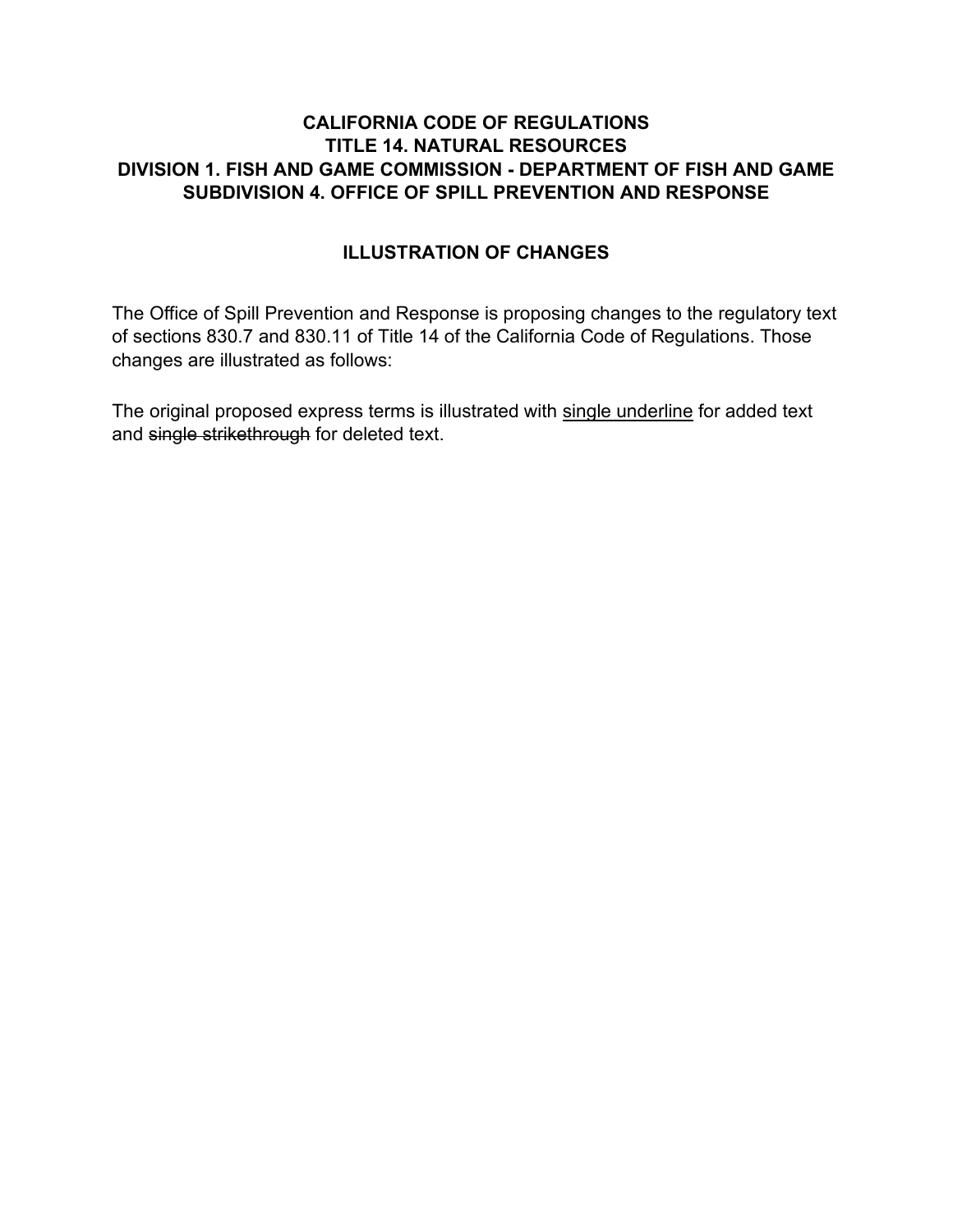# CALIFORNIA CODE OF REGULATIONS
# TITLE 14. NATURAL RESOURCES
# DIVISION 1. FISH AND GAME COMMISSION - DEPARTMENT OF FISH AND GAME
# SUBDIVISION 4. OFFICE OF SPILL PREVENTION AND RESPONSE

## ILLUSTRATION OF CHANGES

The Office of Spill Prevention and Response is proposing changes to the regulatory text of sections 830.7 and 830.11 of Title 14 of the California Code of Regulations. Those changes are illustrated as follows:

The original proposed express terms is illustrated with <u>single underline</u> for added text and ~~single strikethrough~~ for deleted text.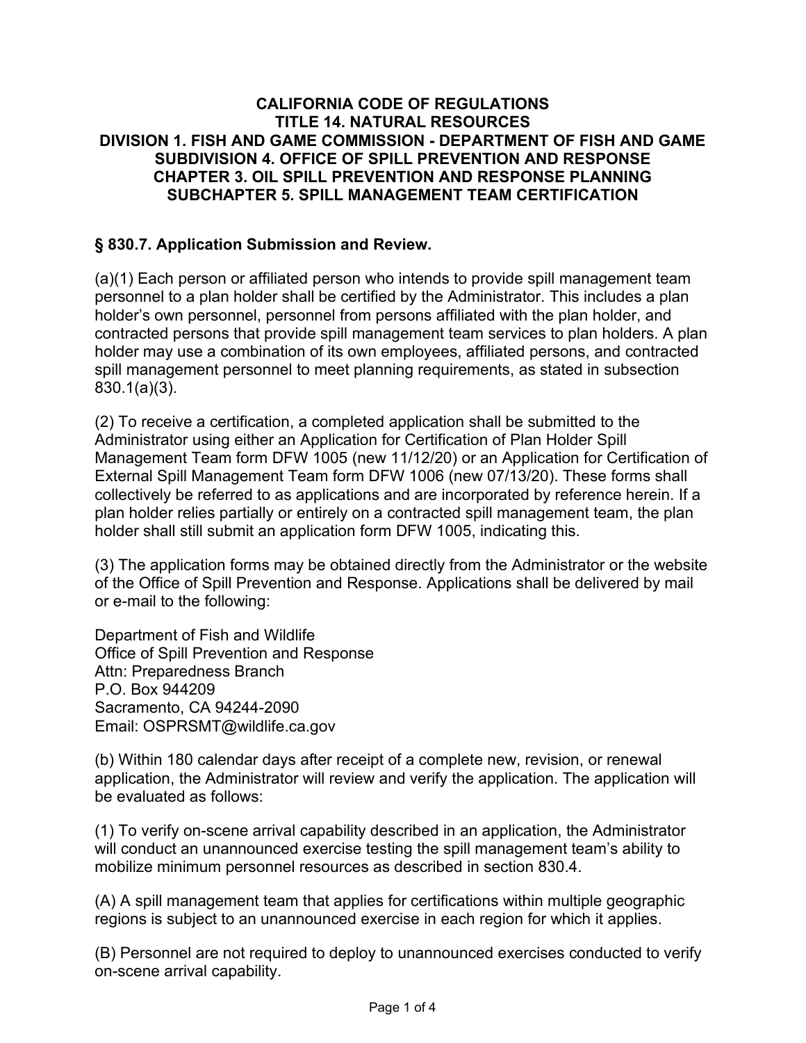**CALIFORNIA CODE OF REGULATIONS**
**TITLE 14. NATURAL RESOURCES**
**DIVISION 1. FISH AND GAME COMMISSION - DEPARTMENT OF FISH AND GAME**
**SUBDIVISION 4. OFFICE OF SPILL PREVENTION AND RESPONSE**
**CHAPTER 3. OIL SPILL PREVENTION AND RESPONSE PLANNING**
**SUBCHAPTER 5. SPILL MANAGEMENT TEAM CERTIFICATION**

## § 830.7. Application Submission and Review.

(a)(1) Each person or affiliated person who intends to provide spill management team personnel to a plan holder shall be certified by the Administrator. This includes a plan holder's own personnel, personnel from persons affiliated with the plan holder, and contracted persons that provide spill management team services to plan holders. A plan holder may use a combination of its own employees, affiliated persons, and contracted spill management personnel to meet planning requirements, as stated in subsection 830.1(a)(3).

(2) To receive a certification, a completed application shall be submitted to the Administrator using either an Application for Certification of Plan Holder Spill Management Team form DFW 1005 (new 11/12/20) or an Application for Certification of External Spill Management Team form DFW 1006 (new 07/13/20). These forms shall collectively be referred to as applications and are incorporated by reference herein. If a plan holder relies partially or entirely on a contracted spill management team, the plan holder shall still submit an application form DFW 1005, indicating this.

(3) The application forms may be obtained directly from the Administrator or the website of the Office of Spill Prevention and Response. Applications shall be delivered by mail or e-mail to the following:

Department of Fish and Wildlife
Office of Spill Prevention and Response
Attn: Preparedness Branch
P.O. Box 944209
Sacramento, CA 94244-2090
Email: OSPRSMT@wildlife.ca.gov

(b) Within 180 calendar days after receipt of a complete new, revision, or renewal application, the Administrator will review and verify the application. The application will be evaluated as follows:

(1) To verify on-scene arrival capability described in an application, the Administrator will conduct an unannounced exercise testing the spill management team's ability to mobilize minimum personnel resources as described in section 830.4.

(A) A spill management team that applies for certifications within multiple geographic regions is subject to an unannounced exercise in each region for which it applies.

(B) Personnel are not required to deploy to unannounced exercises conducted to verify on-scene arrival capability.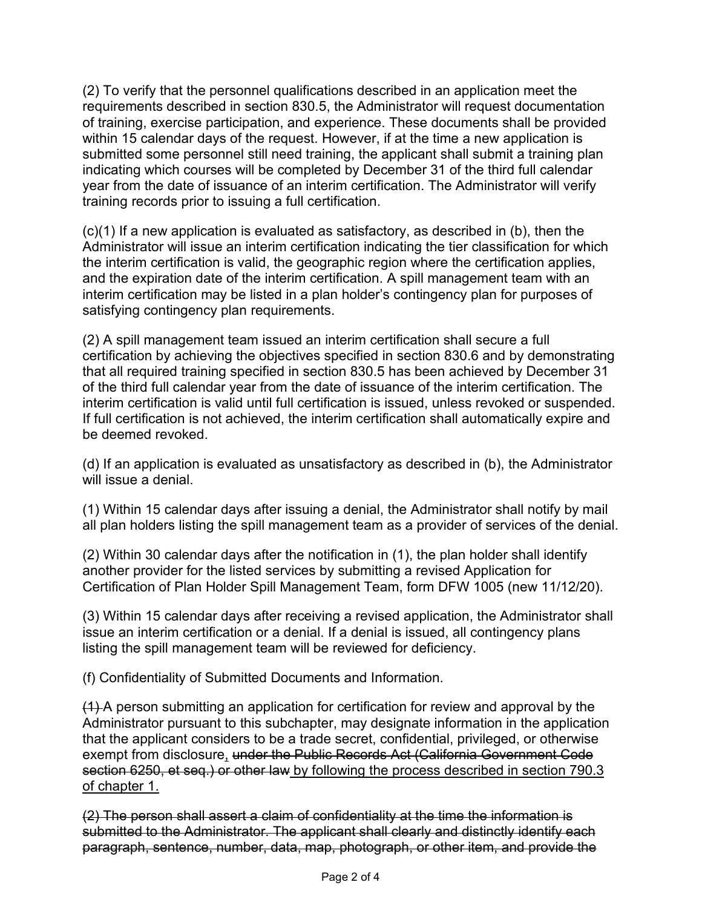(2) To verify that the personnel qualifications described in an application meet the requirements described in section 830.5, the Administrator will request documentation of training, exercise participation, and experience. These documents shall be provided within 15 calendar days of the request. However, if at the time a new application is submitted some personnel still need training, the applicant shall submit a training plan indicating which courses will be completed by December 31 of the third full calendar year from the date of issuance of an interim certification. The Administrator will verify training records prior to issuing a full certification.

(c)(1) If a new application is evaluated as satisfactory, as described in (b), then the Administrator will issue an interim certification indicating the tier classification for which the interim certification is valid, the geographic region where the certification applies, and the expiration date of the interim certification. A spill management team with an interim certification may be listed in a plan holder's contingency plan for purposes of satisfying contingency plan requirements.

(2) A spill management team issued an interim certification shall secure a full certification by achieving the objectives specified in section 830.6 and by demonstrating that all required training specified in section 830.5 has been achieved by December 31 of the third full calendar year from the date of issuance of the interim certification. The interim certification is valid until full certification is issued, unless revoked or suspended. If full certification is not achieved, the interim certification shall automatically expire and be deemed revoked.

(d) If an application is evaluated as unsatisfactory as described in (b), the Administrator will issue a denial.

(1) Within 15 calendar days after issuing a denial, the Administrator shall notify by mail all plan holders listing the spill management team as a provider of services of the denial.

(2) Within 30 calendar days after the notification in (1), the plan holder shall identify another provider for the listed services by submitting a revised Application for Certification of Plan Holder Spill Management Team, form DFW 1005 (new 11/12/20).

(3) Within 15 calendar days after receiving a revised application, the Administrator shall issue an interim certification or a denial. If a denial is issued, all contingency plans listing the spill management team will be reviewed for deficiency.

(f) Confidentiality of Submitted Documents and Information.

~~(1)~~ A person submitting an application for certification for review and approval by the Administrator pursuant to this subchapter, may designate information in the application that the applicant considers to be a trade secret, confidential, privileged, or otherwise exempt from disclosure<u>,</u> ~~under the Public Records Act (California Government Code section 6250, et seq.) or other law~~ <u>by following the process described in section 790.3 of chapter 1.</u>

~~(2) The person shall assert a claim of confidentiality at the time the information is submitted to the Administrator. The applicant shall clearly and distinctly identify each paragraph, sentence, number, data, map, photograph, or other item, and provide the~~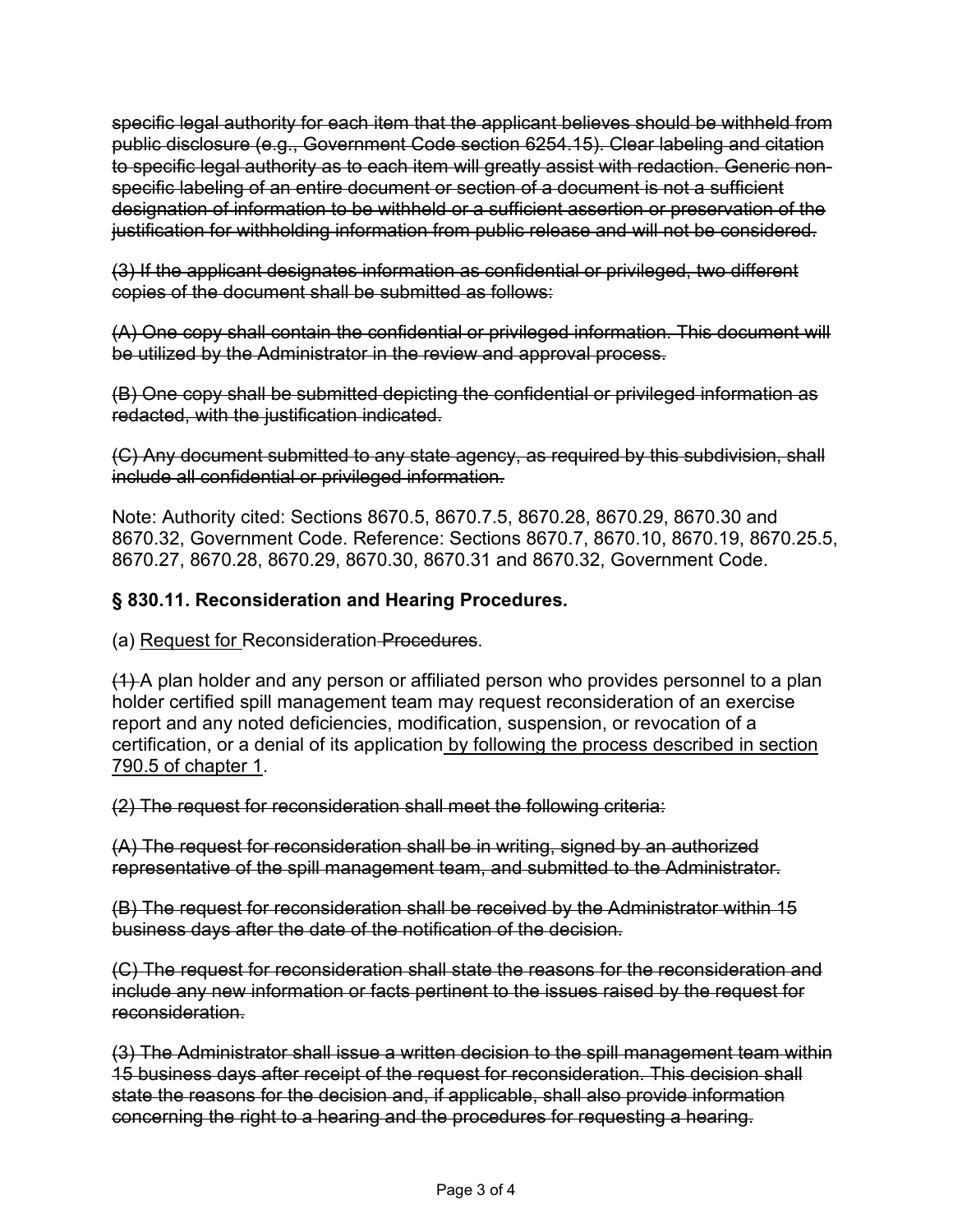~~specific legal authority for each item that the applicant believes should be withheld from public disclosure (e.g., Government Code section 6254.15). Clear labeling and citation to specific legal authority as to each item will greatly assist with redaction. Generic non-specific labeling of an entire document or section of a document is not a sufficient designation of information to be withheld or a sufficient assertion or preservation of the justification for withholding information from public release and will not be considered.~~

~~(3) If the applicant designates information as confidential or privileged, two different copies of the document shall be submitted as follows:~~

~~(A) One copy shall contain the confidential or privileged information. This document will be utilized by the Administrator in the review and approval process.~~

~~(B) One copy shall be submitted depicting the confidential or privileged information as redacted, with the justification indicated.~~

~~(C) Any document submitted to any state agency, as required by this subdivision, shall include all confidential or privileged information.~~

Note: Authority cited: Sections 8670.5, 8670.7.5, 8670.28, 8670.29, 8670.30 and 8670.32, Government Code. Reference: Sections 8670.7, 8670.10, 8670.19, 8670.25.5, 8670.27, 8670.28, 8670.29, 8670.30, 8670.31 and 8670.32, Government Code.

### § 830.11. Reconsideration and Hearing Procedures.

(a) <u>Request for </u>Reconsideration~~ Procedures~~.

~~(1) ~~A plan holder and any person or affiliated person who provides personnel to a plan holder certified spill management team may request reconsideration of an exercise report and any noted deficiencies, modification, suspension, or revocation of a certification, or a denial of its application<u> by following the process described in section 790.5 of chapter 1</u>.

~~(2) The request for reconsideration shall meet the following criteria:~~

~~(A) The request for reconsideration shall be in writing, signed by an authorized representative of the spill management team, and submitted to the Administrator.~~

~~(B) The request for reconsideration shall be received by the Administrator within 15 business days after the date of the notification of the decision.~~

~~(C) The request for reconsideration shall state the reasons for the reconsideration and include any new information or facts pertinent to the issues raised by the request for reconsideration.~~

~~(3) The Administrator shall issue a written decision to the spill management team within 15 business days after receipt of the request for reconsideration. This decision shall state the reasons for the decision and, if applicable, shall also provide information concerning the right to a hearing and the procedures for requesting a hearing.~~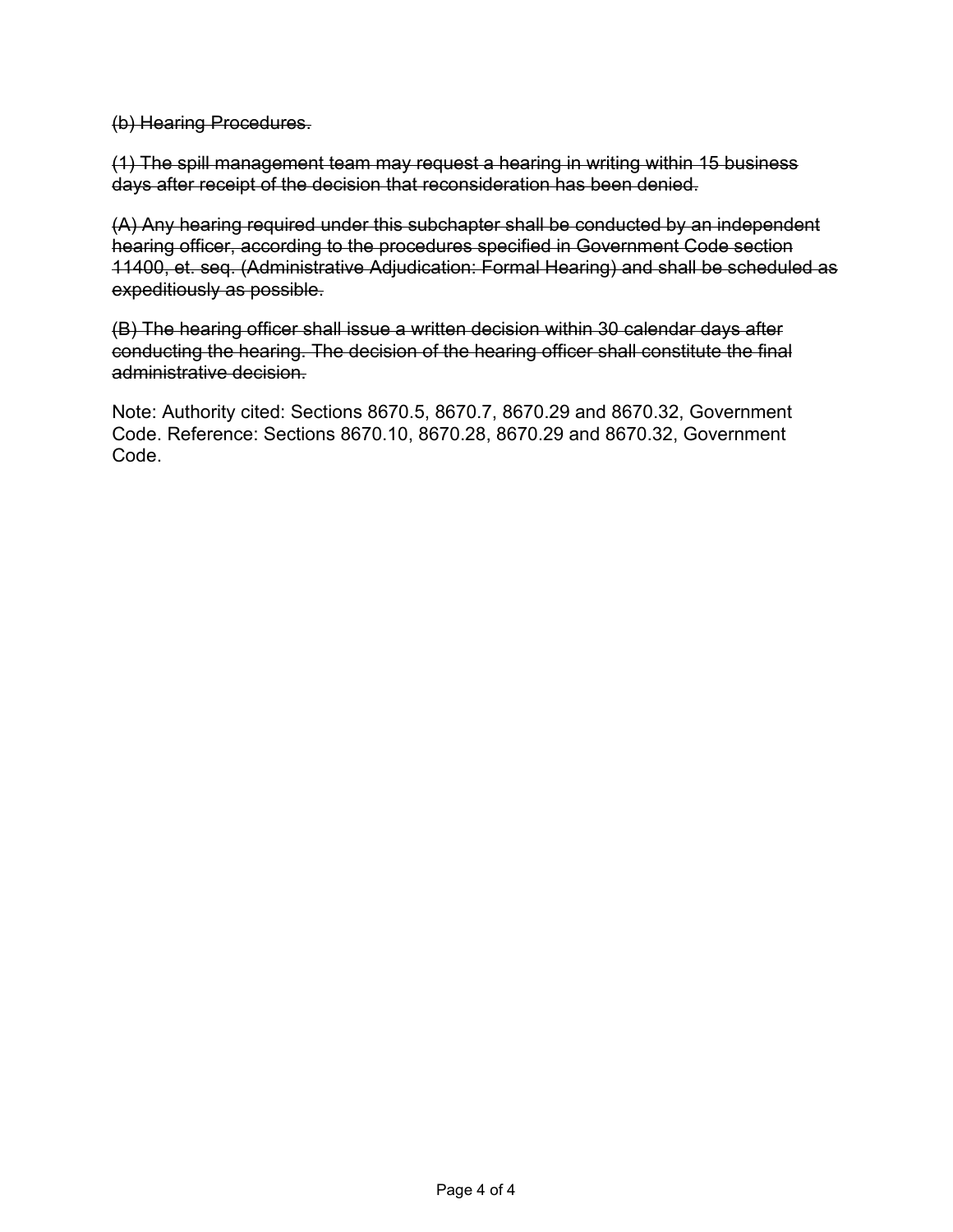~~(b) Hearing Procedures.~~

~~(1) The spill management team may request a hearing in writing within 15 business days after receipt of the decision that reconsideration has been denied.~~

~~(A) Any hearing required under this subchapter shall be conducted by an independent hearing officer, according to the procedures specified in Government Code section 11400, et. seq. (Administrative Adjudication: Formal Hearing) and shall be scheduled as expeditiously as possible.~~

~~(B) The hearing officer shall issue a written decision within 30 calendar days after conducting the hearing. The decision of the hearing officer shall constitute the final administrative decision.~~

Note: Authority cited: Sections 8670.5, 8670.7, 8670.29 and 8670.32, Government Code. Reference: Sections 8670.10, 8670.28, 8670.29 and 8670.32, Government Code.